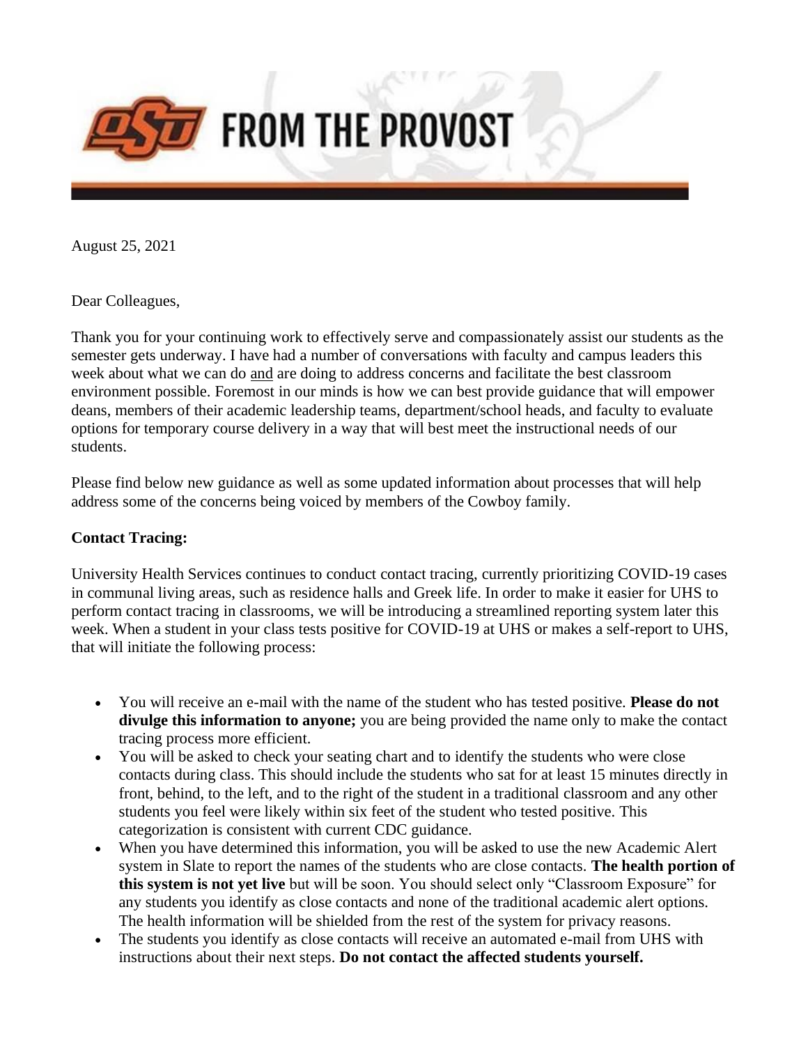# FROM THE PROVOST

August 25, 2021

Dear Colleagues,

Thank you for your continuing work to effectively serve and compassionately assist our students as the semester gets underway. I have had a number of conversations with faculty and campus leaders this week about what we can do and are doing to address concerns and facilitate the best classroom environment possible. Foremost in our minds is how we can best provide guidance that will empower deans, members of their academic leadership teams, department/school heads, and faculty to evaluate options for temporary course delivery in a way that will best meet the instructional needs of our students.

Please find below new guidance as well as some updated information about processes that will help address some of the concerns being voiced by members of the Cowboy family.

**Contact Tracing:**

University Health Services continues to conduct contact tracing, currently prioritizing COVID-19 cases in communal living areas, such as residence halls and Greek life. In order to make it easier for UHS to perform contact tracing in classrooms, we will be introducing a streamlined reporting system later this week. When a student in your class tests positive for COVID-19 at UHS or makes a self-report to UHS, that will initiate the following process:

- You will receive an e-mail with the name of the student who has tested positive. **Please do not divulge this information to anyone;** you are being provided the name only to make the contact tracing process more efficient.
- You will be asked to check your seating chart and to identify the students who were close contacts during class. This should include the students who sat for at least 15 minutes directly in front, behind, to the left, and to the right of the student in a traditional classroom and any other students you feel were likely within six feet of the student who tested positive. This categorization is consistent with current CDC guidance.
- When you have determined this information, you will be asked to use the new Academic Alert system in Slate to report the names of the students who are close contacts. **The health portion of this system is not yet live** but will be soon. You should select only "Classroom Exposure" for any students you identify as close contacts and none of the traditional academic alert options. The health information will be shielded from the rest of the system for privacy reasons.
- The students you identify as close contacts will receive an automated e-mail from UHS with instructions about their next steps. **Do not contact the affected students yourself.**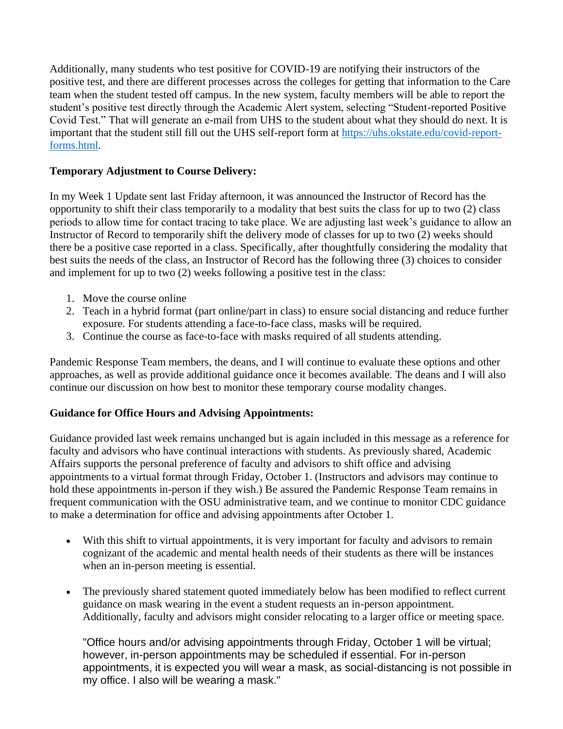Additionally, many students who test positive for COVID-19 are notifying their instructors of the positive test, and there are different processes across the colleges for getting that information to the Care team when the student tested off campus. In the new system, faculty members will be able to report the student's positive test directly through the Academic Alert system, selecting "Student-reported Positive Covid Test." That will generate an e-mail from UHS to the student about what they should do next. It is important that the student still fill out the UHS self-report form at [https://uhs.okstate.edu/covid-report-forms.html](https://uhs.okstate.edu/covid-report-forms.html).

**Temporary Adjustment to Course Delivery:**

In my Week 1 Update sent last Friday afternoon, it was announced the Instructor of Record has the opportunity to shift their class temporarily to a modality that best suits the class for up to two (2) class periods to allow time for contact tracing to take place. We are adjusting last week's guidance to allow an Instructor of Record to temporarily shift the delivery mode of classes for up to two (2) weeks should there be a positive case reported in a class. Specifically, after thoughtfully considering the modality that best suits the needs of the class, an Instructor of Record has the following three (3) choices to consider and implement for up to two (2) weeks following a positive test in the class:

1. Move the course online
2. Teach in a hybrid format (part online/part in class) to ensure social distancing and reduce further exposure. For students attending a face-to-face class, masks will be required.
3. Continue the course as face-to-face with masks required of all students attending.

Pandemic Response Team members, the deans, and I will continue to evaluate these options and other approaches, as well as provide additional guidance once it becomes available. The deans and I will also continue our discussion on how best to monitor these temporary course modality changes.

**Guidance for Office Hours and Advising Appointments:**

Guidance provided last week remains unchanged but is again included in this message as a reference for faculty and advisors who have continual interactions with students. As previously shared, Academic Affairs supports the personal preference of faculty and advisors to shift office and advising appointments to a virtual format through Friday, October 1. (Instructors and advisors may continue to hold these appointments in-person if they wish.) Be assured the Pandemic Response Team remains in frequent communication with the OSU administrative team, and we continue to monitor CDC guidance to make a determination for office and advising appointments after October 1.

- With this shift to virtual appointments, it is very important for faculty and advisors to remain cognizant of the academic and mental health needs of their students as there will be instances when an in-person meeting is essential.

- The previously shared statement quoted immediately below has been modified to reflect current guidance on mask wearing in the event a student requests an in-person appointment. Additionally, faculty and advisors might consider relocating to a larger office or meeting space.

  "Office hours and/or advising appointments through Friday, October 1 will be virtual; however, in-person appointments may be scheduled if essential. For in-person appointments, it is expected you will wear a mask, as social-distancing is not possible in my office. I also will be wearing a mask."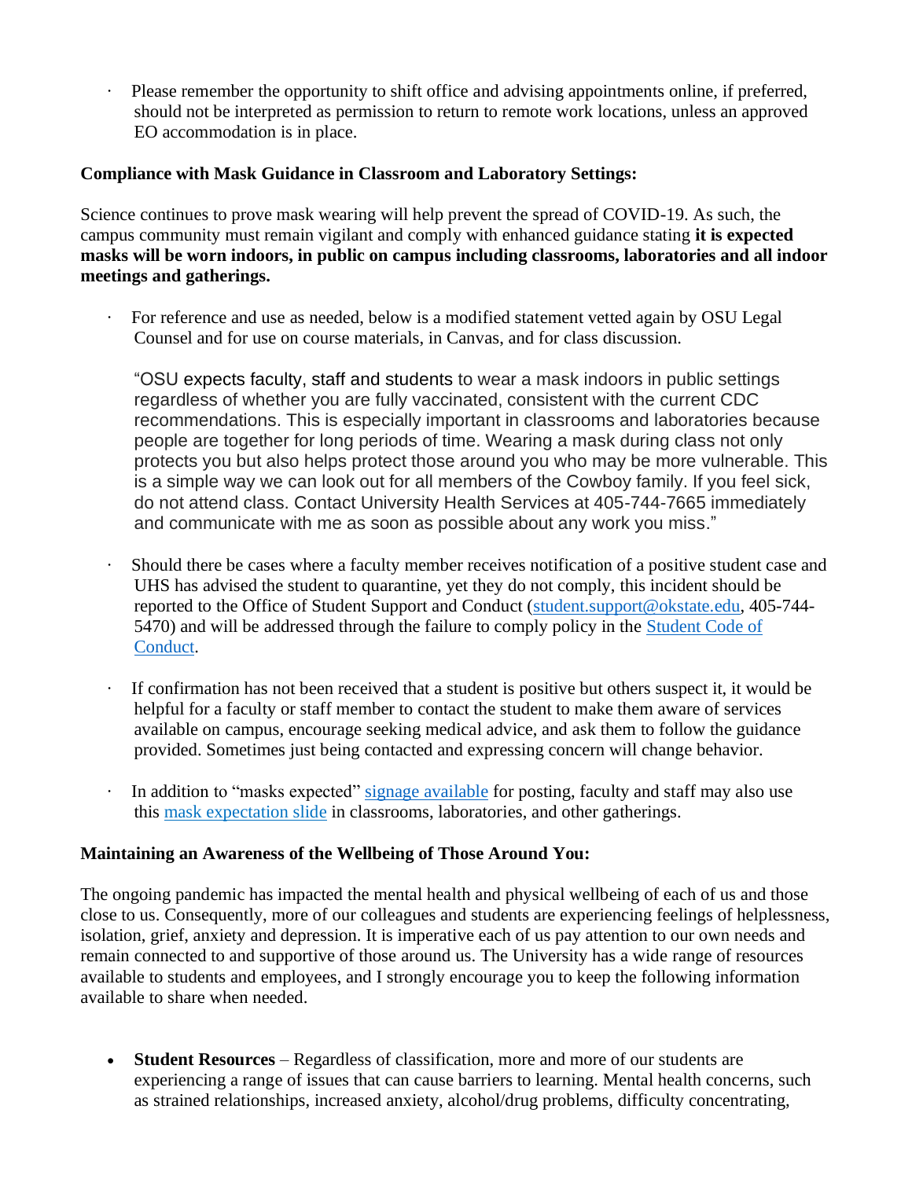- Please remember the opportunity to shift office and advising appointments online, if preferred, should not be interpreted as permission to return to remote work locations, unless an approved EO accommodation is in place.

**Compliance with Mask Guidance in Classroom and Laboratory Settings:**

Science continues to prove mask wearing will help prevent the spread of COVID-19. As such, the campus community must remain vigilant and comply with enhanced guidance stating **it is expected masks will be worn indoors, in public on campus including classrooms, laboratories and all indoor meetings and gatherings.**

- For reference and use as needed, below is a modified statement vetted again by OSU Legal Counsel and for use on course materials, in Canvas, and for class discussion.

  "OSU expects faculty, staff and students to wear a mask indoors in public settings regardless of whether you are fully vaccinated, consistent with the current CDC recommendations. This is especially important in classrooms and laboratories because people are together for long periods of time. Wearing a mask during class not only protects you but also helps protect those around you who may be more vulnerable. This is a simple way we can look out for all members of the Cowboy family. If you feel sick, do not attend class. Contact University Health Services at 405-744-7665 immediately and communicate with me as soon as possible about any work you miss."

- Should there be cases where a faculty member receives notification of a positive student case and UHS has advised the student to quarantine, yet they do not comply, this incident should be reported to the Office of Student Support and Conduct (student.support@okstate.edu, 405-744-5470) and will be addressed through the failure to comply policy in the Student Code of Conduct.

- If confirmation has not been received that a student is positive but others suspect it, it would be helpful for a faculty or staff member to contact the student to make them aware of services available on campus, encourage seeking medical advice, and ask them to follow the guidance provided. Sometimes just being contacted and expressing concern will change behavior.

- In addition to "masks expected" signage available for posting, faculty and staff may also use this mask expectation slide in classrooms, laboratories, and other gatherings.

**Maintaining an Awareness of the Wellbeing of Those Around You:**

The ongoing pandemic has impacted the mental health and physical wellbeing of each of us and those close to us. Consequently, more of our colleagues and students are experiencing feelings of helplessness, isolation, grief, anxiety and depression. It is imperative each of us pay attention to our own needs and remain connected to and supportive of those around us. The University has a wide range of resources available to students and employees, and I strongly encourage you to keep the following information available to share when needed.

- **Student Resources** – Regardless of classification, more and more of our students are experiencing a range of issues that can cause barriers to learning. Mental health concerns, such as strained relationships, increased anxiety, alcohol/drug problems, difficulty concentrating,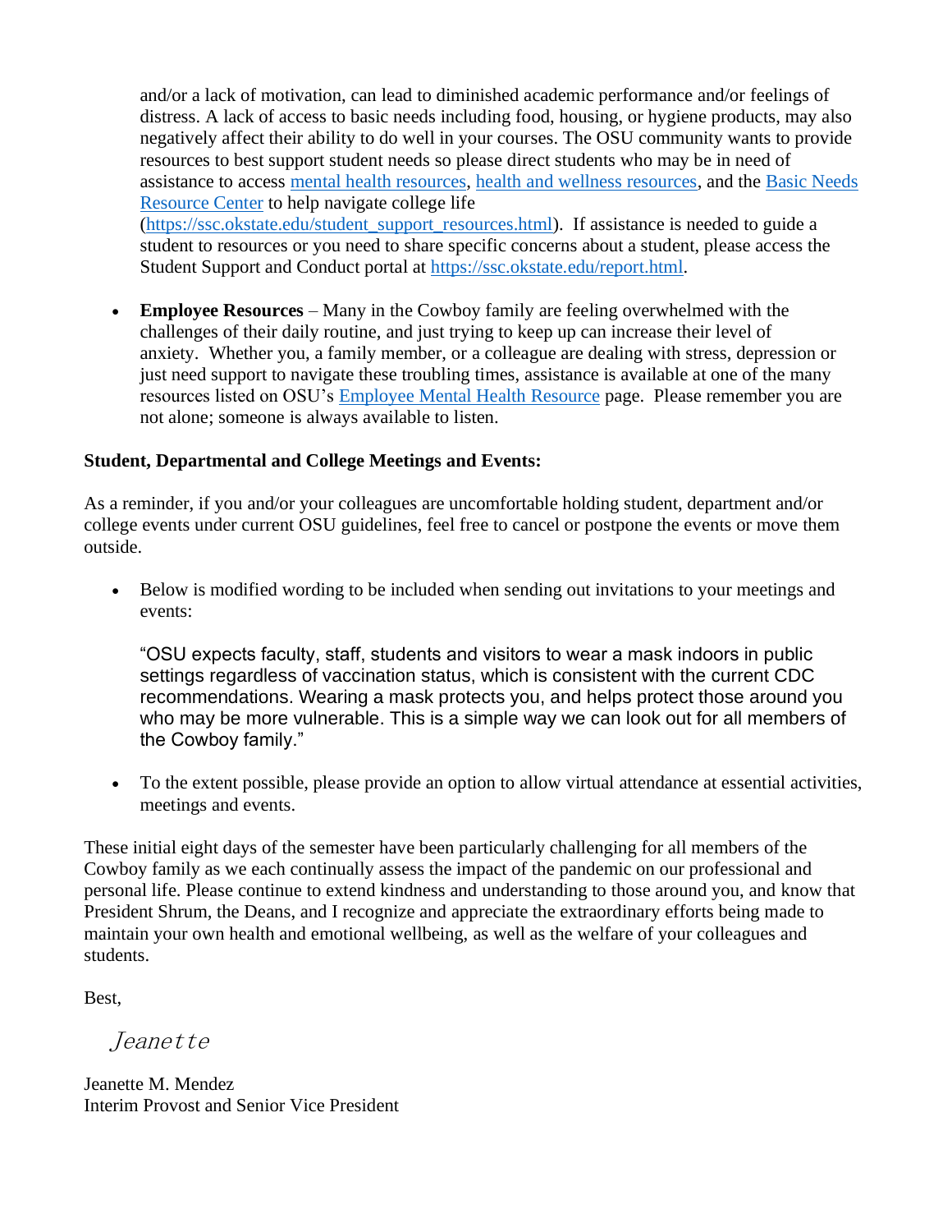and/or a lack of motivation, can lead to diminished academic performance and/or feelings of distress. A lack of access to basic needs including food, housing, or hygiene products, may also negatively affect their ability to do well in your courses. The OSU community wants to provide resources to best support student needs so please direct students who may be in need of assistance to access mental health resources, health and wellness resources, and the Basic Needs Resource Center to help navigate college life (https://ssc.okstate.edu/student_support_resources.html). If assistance is needed to guide a student to resources or you need to share specific concerns about a student, please access the Student Support and Conduct portal at https://ssc.okstate.edu/report.html.

- **Employee Resources** – Many in the Cowboy family are feeling overwhelmed with the challenges of their daily routine, and just trying to keep up can increase their level of anxiety. Whether you, a family member, or a colleague are dealing with stress, depression or just need support to navigate these troubling times, assistance is available at one of the many resources listed on OSU's Employee Mental Health Resource page. Please remember you are not alone; someone is always available to listen.

**Student, Departmental and College Meetings and Events:**

As a reminder, if you and/or your colleagues are uncomfortable holding student, department and/or college events under current OSU guidelines, feel free to cancel or postpone the events or move them outside.

- Below is modified wording to be included when sending out invitations to your meetings and events:

  "OSU expects faculty, staff, students and visitors to wear a mask indoors in public settings regardless of vaccination status, which is consistent with the current CDC recommendations. Wearing a mask protects you, and helps protect those around you who may be more vulnerable. This is a simple way we can look out for all members of the Cowboy family."

- To the extent possible, please provide an option to allow virtual attendance at essential activities, meetings and events.

These initial eight days of the semester have been particularly challenging for all members of the Cowboy family as we each continually assess the impact of the pandemic on our professional and personal life. Please continue to extend kindness and understanding to those around you, and know that President Shrum, the Deans, and I recognize and appreciate the extraordinary efforts being made to maintain your own health and emotional wellbeing, as well as the welfare of your colleagues and students.

Best,

*Jeanette*

Jeanette M. Mendez
Interim Provost and Senior Vice President